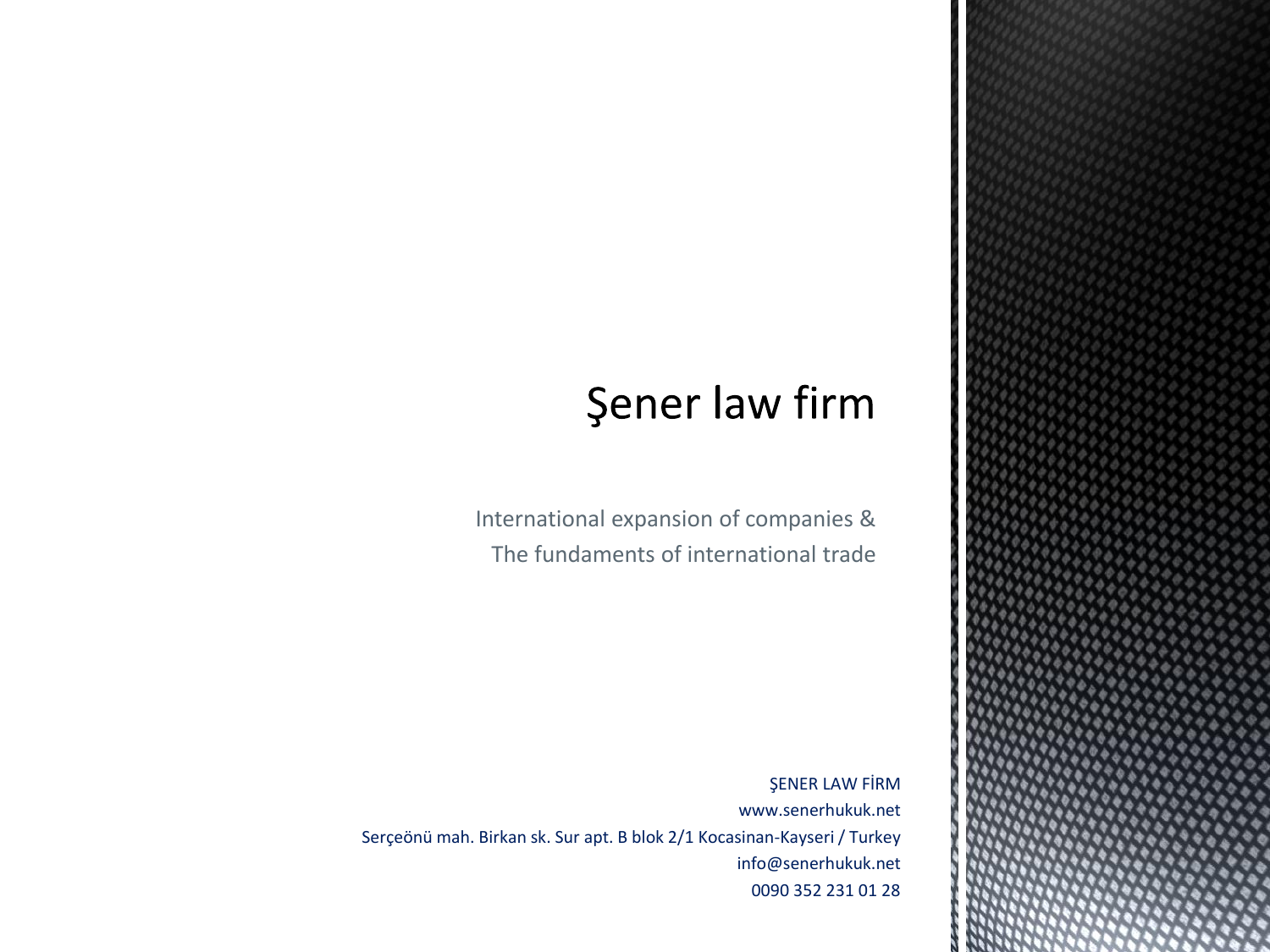# Şener law firm

International expansion of companies &
The fundaments of international trade

ŞENER LAW FİRM
www.senerhukuk.net
Serçeönü mah. Birkan sk. Sur apt. B blok 2/1 Kocasinan-Kayseri / Turkey
info@senerhukuk.net
0090 352 231 01 28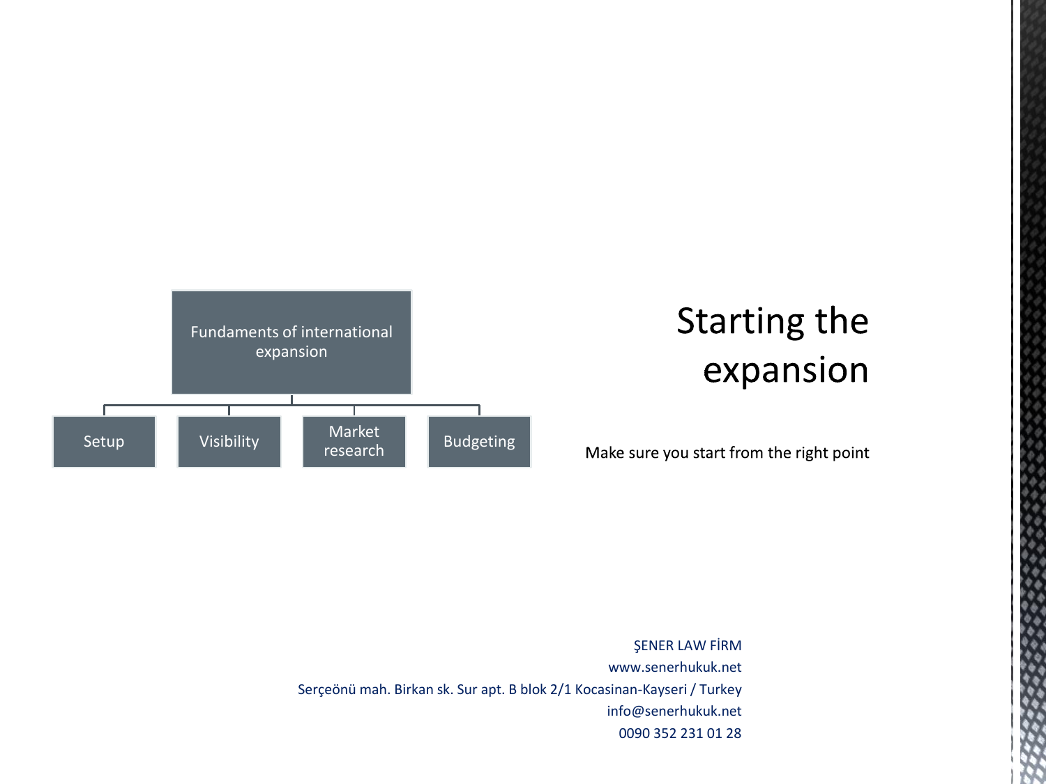# Starting the expansion

Make sure you start from the right point

- Fundaments of international expansion
  - Setup
  - Visibility
  - Market research
  - Budgeting

ŞENER LAW FİRM
www.senerhukuk.net
Serçeönü mah. Birkan sk. Sur apt. B blok 2/1 Kocasinan-Kayseri / Turkey
info@senerhukuk.net
0090 352 231 01 28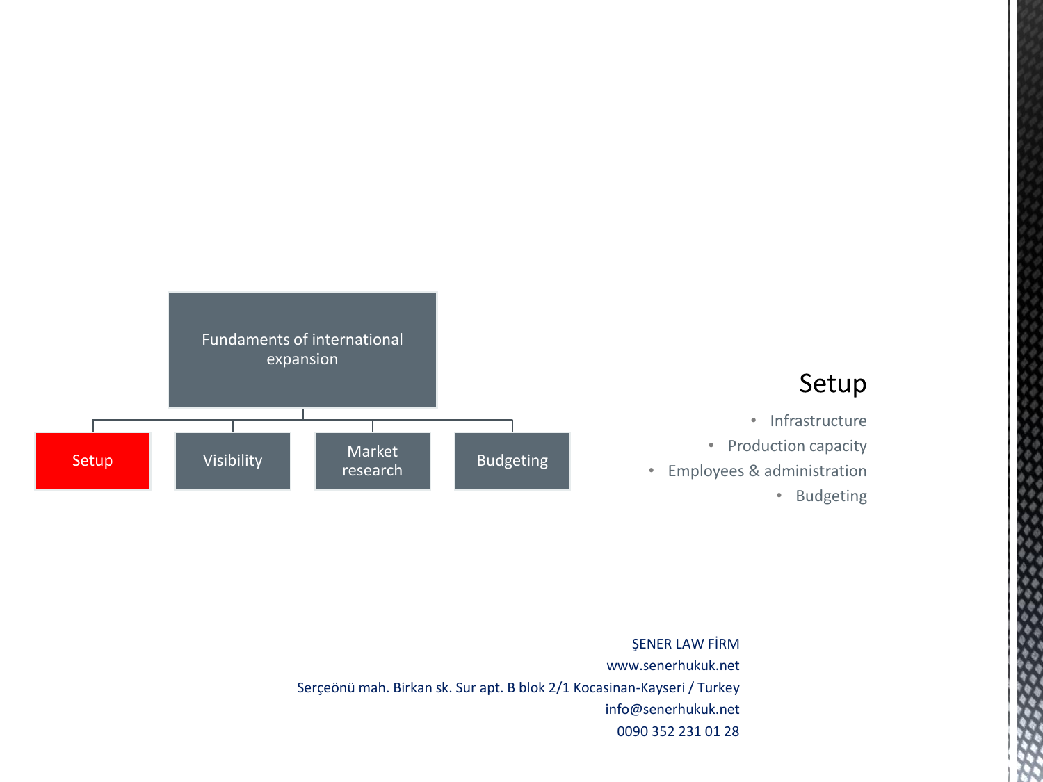Fundaments of international expansion

- Setup
- Visibility
- Market research
- Budgeting

## Setup

- Infrastructure
- Production capacity
- Employees & administration
- Budgeting

ŞENER LAW FİRM
www.senerhukuk.net
Serçeönü mah. Birkan sk. Sur apt. B blok 2/1 Kocasinan-Kayseri / Turkey
info@senerhukuk.net
0090 352 231 01 28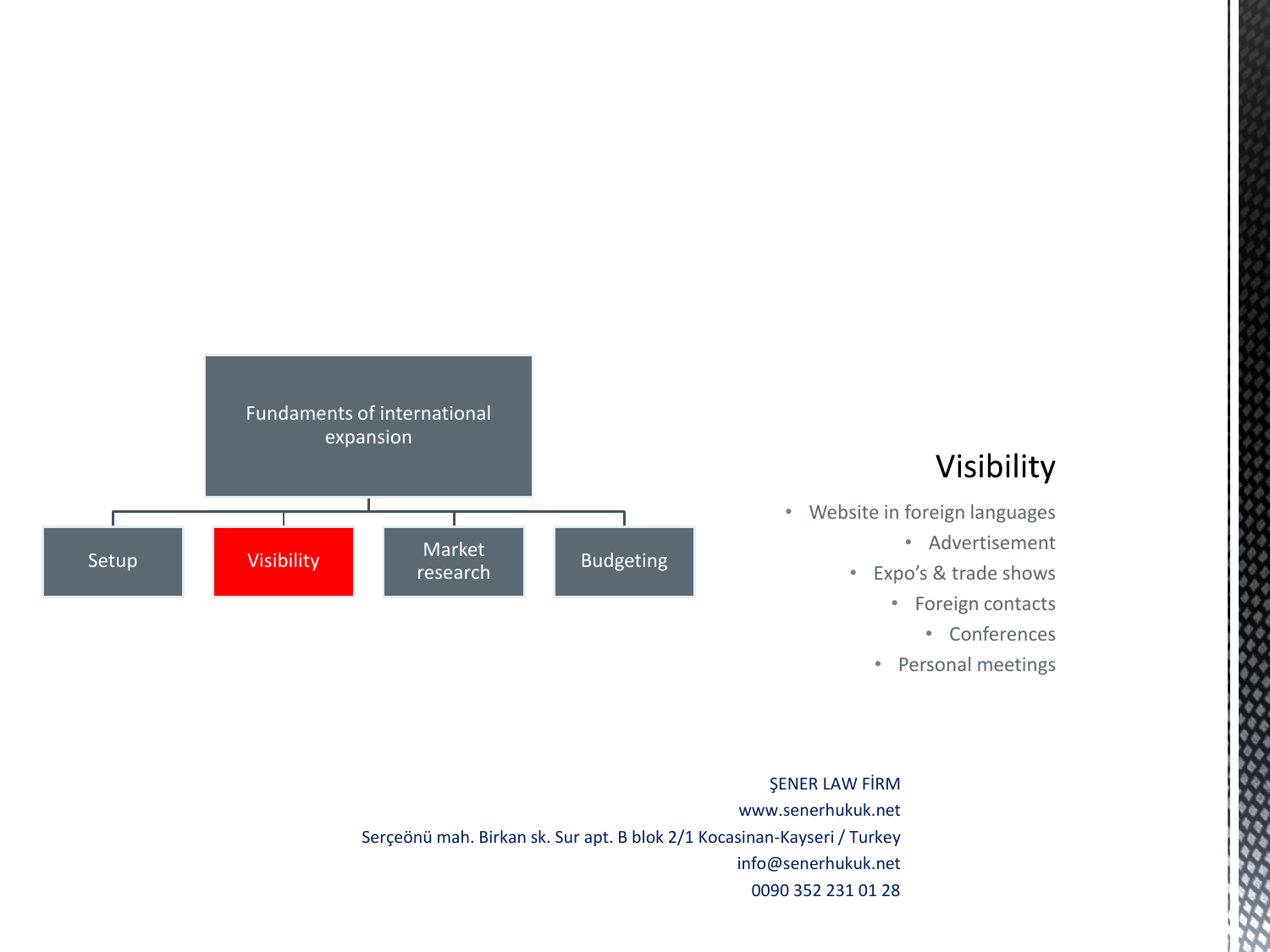Fundaments of international expansion

- Setup
- **Visibility**
- Market research
- Budgeting

## Visibility

- Website in foreign languages
- Advertisement
- Expo's & trade shows
- Foreign contacts
- Conferences
- Personal meetings

ŞENER LAW FİRM
www.senerhukuk.net
Serçeönü mah. Birkan sk. Sur apt. B blok 2/1 Kocasinan-Kayseri / Turkey
info@senerhukuk.net
0090 352 231 01 28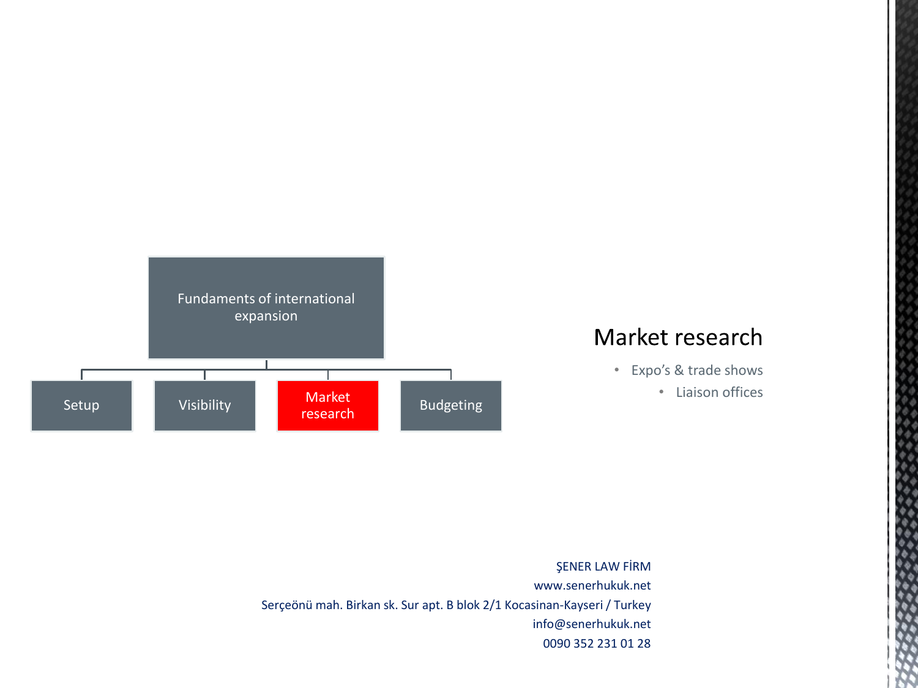Fundaments of international expansion

- Setup
- Visibility
- Market research
- Budgeting

## Market research

- Expo’s & trade shows
    - Liaison offices

ŞENER LAW FİRM
www.senerhukuk.net
Serçeönü mah. Birkan sk. Sur apt. B blok 2/1 Kocasinan-Kayseri / Turkey
info@senerhukuk.net
0090 352 231 01 28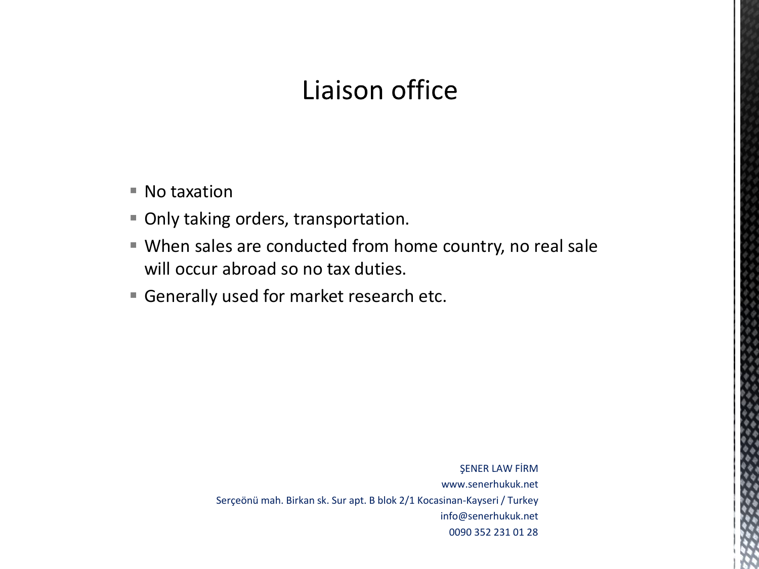# Liaison office

- No taxation
- Only taking orders, transportation.
- When sales are conducted from home country, no real sale will occur abroad so no tax duties.
- Generally used for market research etc.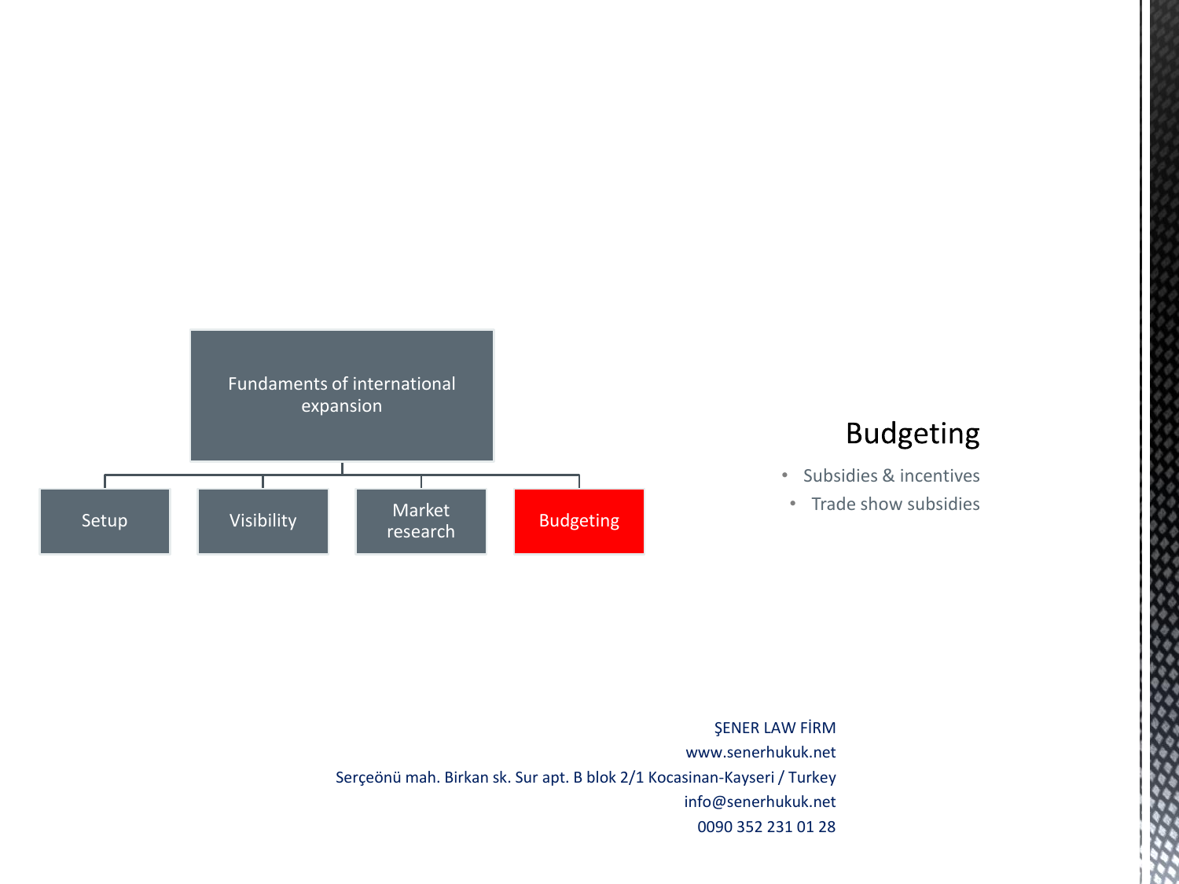Fundaments of international expansion

- Setup
- Visibility
- Market research
- Budgeting

## Budgeting

- Subsidies & incentives
- Trade show subsidies

ŞENER LAW FİRM
www.senerhukuk.net
Serçeönü mah. Birkan sk. Sur apt. B blok 2/1 Kocasinan-Kayseri / Turkey
info@senerhukuk.net
0090 352 231 01 28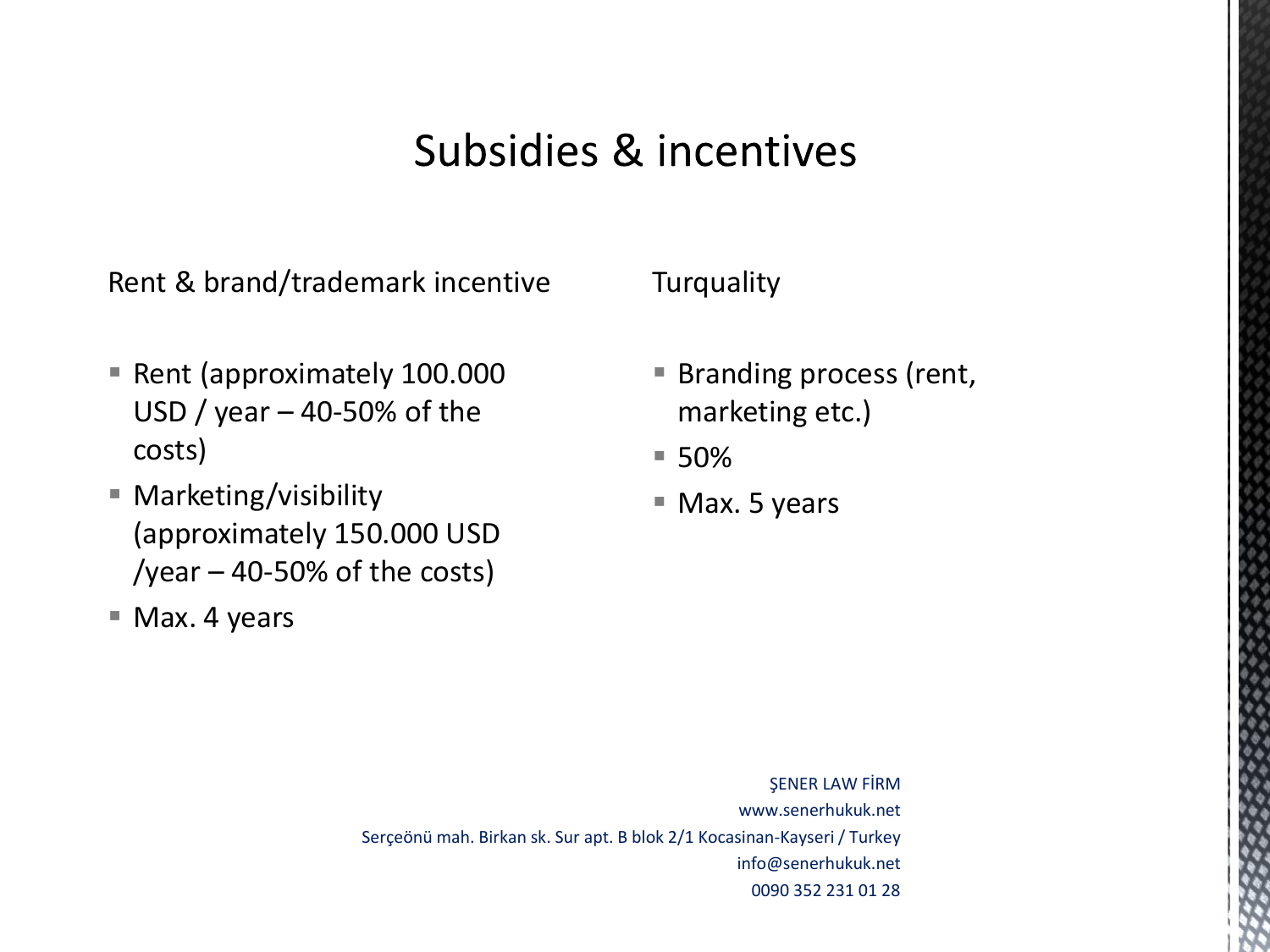# Subsidies & incentives

Rent & brand/trademark incentive

- Rent (approximately 100.000 USD / year – 40-50% of the costs)
- Marketing/visibility (approximately 150.000 USD /year – 40-50% of the costs)
- Max. 4 years

Turquality

- Branding process (rent, marketing etc.)
- 50%
- Max. 5 years

ŞENER LAW FİRM
www.senerhukuk.net
Serçeönü mah. Birkan sk. Sur apt. B blok 2/1 Kocasinan-Kayseri / Turkey
info@senerhukuk.net
0090 352 231 01 28